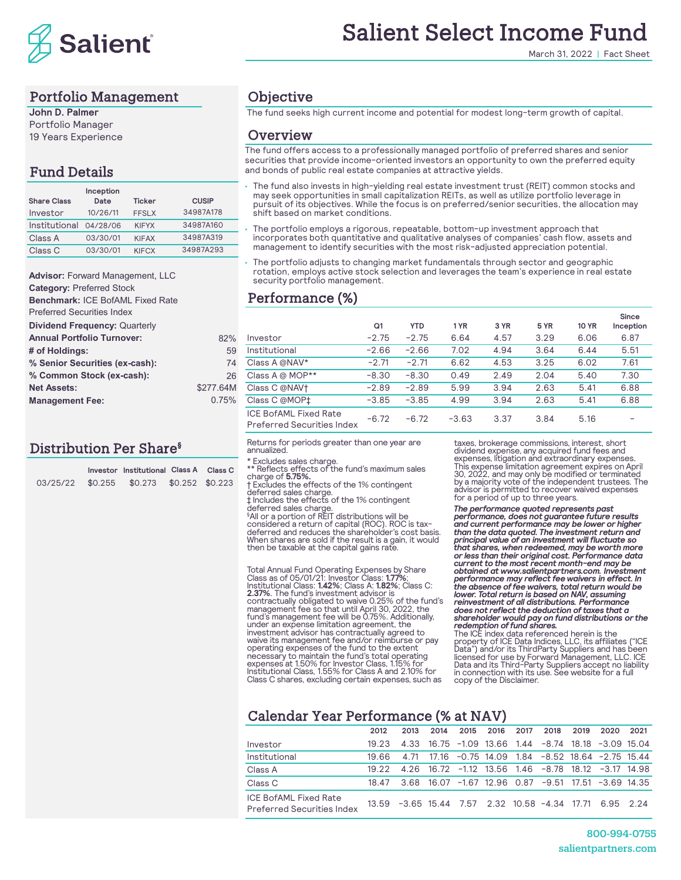# Salient Select Income Fund

March 31, 2022 | Fact Sheet

## Portfolio Management

**John D. Palmer**
Portfolio Manager
19 Years Experience

## Fund Details

| Share Class | Inception Date | Ticker | CUSIP |
|---|---|---|---|
| Investor | 10/26/11 | FFSLX | 34987A178 |
| Institutional | 04/28/06 | KIFYX | 34987A160 |
| Class A | 03/30/01 | KIFAX | 34987A319 |
| Class C | 03/30/01 | KIFCX | 34987A293 |

**Advisor:** Forward Management, LLC
**Category:** Preferred Stock
**Benchmark:** ICE BofAML Fixed Rate Preferred Securities Index
**Dividend Frequency:** Quarterly

| | |
|---|---|
| **Annual Portfolio Turnover:** | 82% |
| **# of Holdings:** | 59 |
| **% Senior Securities (ex-cash):** | 74 |
| **% Common Stock (ex-cash):** | 26 |
| **Net Assets:** | $277.64M |
| **Management Fee:** | 0.75% |

## Distribution Per Share§

| | Investor | Institutional | Class A | Class C |
|---|---|---|---|---|
| 03/25/22 | $0.255 | $0.273 | $0.252 | $0.223 |

## Objective

The fund seeks high current income and potential for modest long-term growth of capital.

## Overview

The fund offers access to a professionally managed portfolio of preferred shares and senior securities that provide income-oriented investors an opportunity to own the preferred equity and bonds of public real estate companies at attractive yields.

- The fund also invests in high-yielding real estate investment trust (REIT) common stocks and may seek opportunities in small capitalization REITs, as well as utilize portfolio leverage in pursuit of its objectives. While the focus is on preferred/senior securities, the allocation may shift based on market conditions.
- The portfolio employs a rigorous, repeatable, bottom-up investment approach that incorporates both quantitative and qualitative analyses of companies' cash flow, assets and management to identify securities with the most risk-adjusted appreciation potential.
- The portfolio adjusts to changing market fundamentals through sector and geographic rotation, employs active stock selection and leverages the team's experience in real estate security portfolio management.

## Performance (%)

| | Q1 | YTD | 1 YR | 3 YR | 5 YR | 10 YR | Since Inception |
|---|---|---|---|---|---|---|---|
| Investor | −2.75 | −2.75 | 6.64 | 4.57 | 3.29 | 6.06 | 6.87 |
| Institutional | −2.66 | −2.66 | 7.02 | 4.94 | 3.64 | 6.44 | 5.51 |
| Class A @NAV* | −2.71 | −2.71 | 6.62 | 4.53 | 3.25 | 6.02 | 7.61 |
| Class A @ MOP** | −8.30 | −8.30 | 0.49 | 2.49 | 2.04 | 5.40 | 7.30 |
| Class C @NAV† | −2.89 | −2.89 | 5.99 | 3.94 | 2.63 | 5.41 | 6.88 |
| Class C @MOP‡ | −3.85 | −3.85 | 4.99 | 3.94 | 2.63 | 5.41 | 6.88 |
| ICE BofAML Fixed Rate Preferred Securities Index | −6.72 | −6.72 | −3.63 | 3.37 | 3.84 | 5.16 | – |

Returns for periods greater than one year are annualized.

\* Excludes sales charge.
** Reflects effects of the fund's maximum sales charge of **5.75%.**
† Excludes the effects of the 1% contingent deferred sales charge.
‡ Includes the effects of the 1% contingent deferred sales charge.
§All or a portion of REIT distributions will be considered a return of capital (ROC). ROC is tax-deferred and reduces the shareholder's cost basis. When shares are sold if the result is a gain, it would then be taxable at the capital gains rate.

Total Annual Fund Operating Expenses by Share Class as of 05/01/21: Investor Class: **1.77%**; Institutional Class: **1.42%**; Class A: **1.82%**; Class C: **2.37%**. The fund's investment advisor is contractually obligated to waive 0.25% of the fund's management fee so that until April 30, 2022, the fund's management fee will be 0.75%. Additionally, under an expense limitation agreement, the investment advisor has contractually agreed to waive its management fee and/or reimburse or pay operating expenses of the fund to the extent necessary to maintain the fund's total operating expenses at 1.50% for Investor Class, 1.15% for Institutional Class, 1.55% for Class A and 2.10% for Class C shares, excluding certain expenses, such as taxes, brokerage commissions, interest, short dividend expense, any acquired fund fees and expenses, litigation and extraordinary expenses. This expense limitation agreement expires on April 30, 2022, and may only be modified or terminated by a majority vote of the independent trustees. The advisor is permitted to recover waived expenses for a period of up to three years.

***The performance quoted represents past performance, does not guarantee future results and current performance may be lower or higher than the data quoted. The investment return and principal value of an investment will fluctuate so that shares, when redeemed, may be worth more or less than their original cost. Performance data current to the most recent month-end may be obtained at www.salientpartners.com. Investment performance may reflect fee waivers in effect. In the absence of fee waivers, total return would be lower. Total return is based on NAV, assuming reinvestment of all distributions. Performance does not reflect the deduction of taxes that a shareholder would pay on fund distributions or the redemption of fund shares.***

The ICE index data referenced herein is the property of ICE Data Indices, LLC, its affiliates ("ICE Data") and/or its ThirdParty Suppliers and has been licensed for use by Forward Management, LLC. ICE Data and its Third-Party Suppliers accept no liability in connection with its use. See website for a full copy of the Disclaimer.

## Calendar Year Performance (% at NAV)

| | 2012 | 2013 | 2014 | 2015 | 2016 | 2017 | 2018 | 2019 | 2020 | 2021 |
|---|---|---|---|---|---|---|---|---|---|---|
| Investor | 19.23 | 4.33 | 16.75 | −1.09 | 13.66 | 1.44 | −8.74 | 18.18 | −3.09 | 15.04 |
| Institutional | 19.66 | 4.71 | 17.16 | −0.75 | 14.09 | 1.84 | −8.52 | 18.64 | −2.75 | 15.44 |
| Class A | 19.22 | 4.26 | 16.72 | −1.12 | 13.56 | 1.46 | −8.78 | 18.12 | −3.17 | 14.98 |
| Class C | 18.47 | 3.68 | 16.07 | −1.67 | 12.96 | 0.87 | −9.51 | 17.51 | −3.69 | 14.35 |
| ICE BofAML Fixed Rate Preferred Securities Index | 13.59 | −3.65 | 15.44 | 7.57 | 2.32 | 10.58 | −4.34 | 17.71 | 6.95 | 2.24 |

800-994-0755
salientpartners.com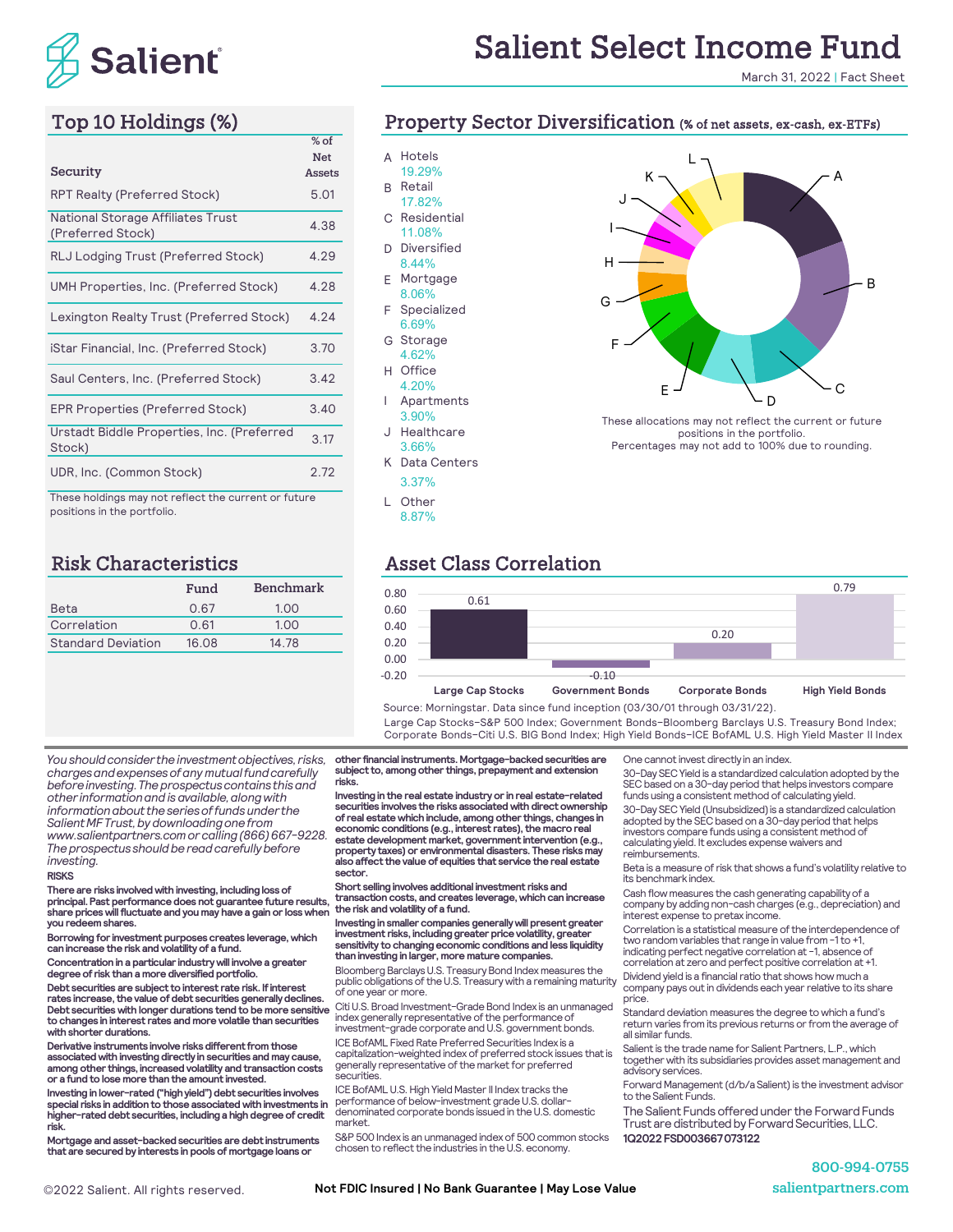# Salient Select Income Fund

March 31, 2022 | Fact Sheet

## Top 10 Holdings (%)

| Security | % of Net Assets |
|---|---|
| RPT Realty (Preferred Stock) | 5.01 |
| National Storage Affiliates Trust (Preferred Stock) | 4.38 |
| RLJ Lodging Trust (Preferred Stock) | 4.29 |
| UMH Properties, Inc. (Preferred Stock) | 4.28 |
| Lexington Realty Trust (Preferred Stock) | 4.24 |
| iStar Financial, Inc. (Preferred Stock) | 3.70 |
| Saul Centers, Inc. (Preferred Stock) | 3.42 |
| EPR Properties (Preferred Stock) | 3.40 |
| Urstadt Biddle Properties, Inc. (Preferred Stock) | 3.17 |
| UDR, Inc. (Common Stock) | 2.72 |

These holdings may not reflect the current or future positions in the portfolio.

## Property Sector Diversification (% of net assets, ex-cash, ex-ETFs)

A Hotels 19.29%
B Retail 17.82%
C Residential 11.08%
D Diversified 8.44%
E Mortgage 8.06%
F Specialized 6.69%
G Storage 4.62%
H Office 4.20%
I Apartments 3.90%
J Healthcare 3.66%
K Data Centers 3.37%
L Other 8.87%

These allocations may not reflect the current or future positions in the portfolio.
Percentages may not add to 100% due to rounding.

## Risk Characteristics

| | Fund | Benchmark |
|---|---|---|
| Beta | 0.67 | 1.00 |
| Correlation | 0.61 | 1.00 |
| Standard Deviation | 16.08 | 14.78 |

## Asset Class Correlation

0.80
0.60
0.40
0.20
0.00
-0.20

Large Cap Stocks 0.61
Government Bonds -0.10
Corporate Bonds 0.20
High Yield Bonds 0.79

Source: Morningstar. Data since fund inception (03/30/01 through 03/31/22).
Large Cap Stocks–S&P 500 Index; Government Bonds–Bloomberg Barclays U.S. Treasury Bond Index; Corporate Bonds–Citi U.S. BIG Bond Index; High Yield Bonds–ICE BofAML U.S. High Yield Master II Index

*You should consider the investment objectives, risks, charges and expenses of any mutual fund carefully before investing. The prospectus contains this and other information and is available, along with information about the series of funds under the Salient MF Trust, by downloading one from www.salientpartners.com or calling (866) 667-9228. The prospectus should be read carefully before investing.*

**RISKS**

**There are risks involved with investing, including loss of principal. Past performance does not guarantee future results, share prices will fluctuate and you may have a gain or loss when you redeem shares.**

**Borrowing for investment purposes creates leverage, which can increase the risk and volatility of a fund.**

**Concentration in a particular industry will involve a greater degree of risk than a more diversified portfolio.**

**Debt securities are subject to interest rate risk. If interest rates increase, the value of debt securities generally declines. Debt securities with longer durations tend to be more sensitive to changes in interest rates and more volatile than securities with shorter durations.**

**Derivative instruments involve risks different from those associated with investing directly in securities and may cause, among other things, increased volatility and transaction costs or a fund to lose more than the amount invested.**

**Investing in lower-rated ("high yield") debt securities involves special risks in addition to those associated with investments in higher-rated debt securities, including a high degree of credit risk.**

**Mortgage and asset-backed securities are debt instruments that are secured by interests in pools of mortgage loans or other financial instruments. Mortgage-backed securities are subject to, among other things, prepayment and extension risks.**

**Investing in the real estate industry or in real estate-related securities involves the risks associated with direct ownership of real estate which include, among other things, changes in economic conditions (e.g., interest rates), the macro real estate development market, government intervention (e.g., property taxes) or environmental disasters. These risks may also affect the value of equities that service the real estate sector.**

**Short selling involves additional investment risks and transaction costs, and creates leverage, which can increase the risk and volatility of a fund.**

**Investing in smaller companies generally will present greater investment risks, including greater price volatility, greater sensitivity to changing economic conditions and less liquidity than investing in larger, more mature companies.**

Bloomberg Barclays U.S. Treasury Bond Index measures the public obligations of the U.S. Treasury with a remaining maturity of one year or more.

Citi U.S. Broad Investment-Grade Bond Index is an unmanaged index generally representative of the performance of investment-grade corporate and U.S. government bonds.

ICE BofAML Fixed Rate Preferred Securities Index is a capitalization-weighted index of preferred stock issues that is generally representative of the market for preferred securities.

ICE BofAML U.S. High Yield Master II Index tracks the performance of below-investment grade U.S. dollar-denominated corporate bonds issued in the U.S. domestic market.

S&P 500 Index is an unmanaged index of 500 common stocks chosen to reflect the industries in the U.S. economy.

One cannot invest directly in an index.

30-Day SEC Yield is a standardized calculation adopted by the SEC based on a 30-day period that helps investors compare funds using a consistent method of calculating yield.

30-Day SEC Yield (Unsubsidized) is a standardized calculation adopted by the SEC based on a 30-day period that helps investors compare funds using a consistent method of calculating yield. It excludes expense waivers and reimbursements.

Beta is a measure of risk that shows a fund's volatility relative to its benchmark index.

Cash flow measures the cash generating capability of a company by adding non-cash charges (e.g., depreciation) and interest expense to pretax income.

Correlation is a statistical measure of the interdependence of two random variables that range in value from −1 to +1, indicating perfect negative correlation at −1, absence of correlation at zero and perfect positive correlation at +1.

Dividend yield is a financial ratio that shows how much a company pays out in dividends each year relative to its share price.

Standard deviation measures the degree to which a fund's return varies from its previous returns or from the average of all similar funds.

Salient is the trade name for Salient Partners, L.P., which together with its subsidiaries provides asset management and advisory services.

Forward Management (d/b/a Salient) is the investment advisor to the Salient Funds.

The Salient Funds offered under the Forward Funds Trust are distributed by Forward Securities, LLC.
**1Q2022 FSD003667 073122**

©2022 Salient. All rights reserved.

**Not FDIC Insured | No Bank Guarantee | May Lose Value**

800-994-0755
salientpartners.com